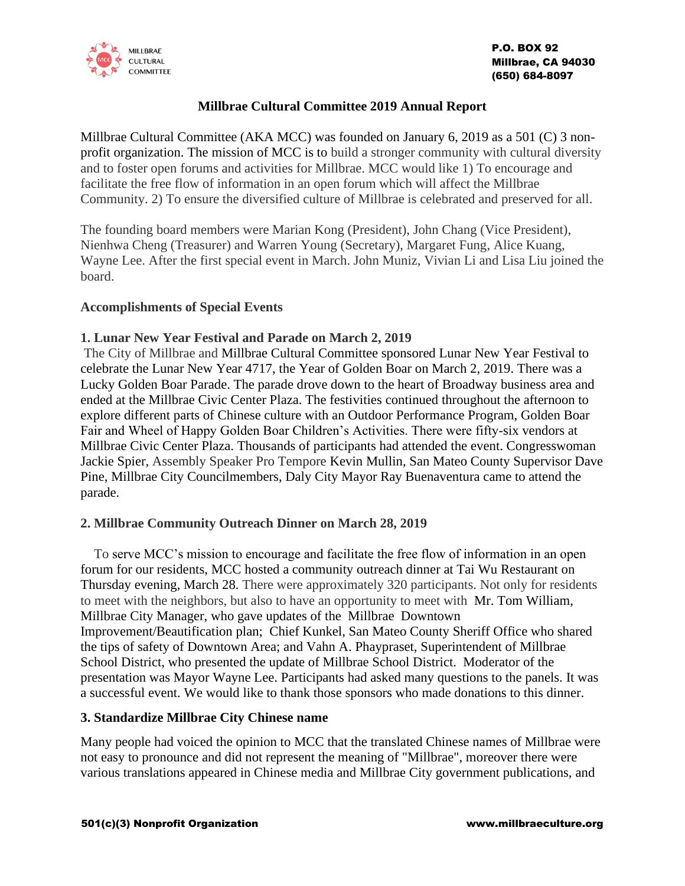MILLBRAE CULTURAL COMMITTEE

**P.O. BOX 92**
**Millbrae, CA 94030**
**(650) 684-8097**

# Millbrae Cultural Committee 2019 Annual Report

Millbrae Cultural Committee (AKA MCC) was founded on January 6, 2019 as a 501 (C) 3 non-profit organization. The mission of MCC is to build a stronger community with cultural diversity and to foster open forums and activities for Millbrae. MCC would like 1) To encourage and facilitate the free flow of information in an open forum which will affect the Millbrae Community. 2) To ensure the diversified culture of Millbrae is celebrated and preserved for all.

The founding board members were Marian Kong (President), John Chang (Vice President), Nienhwa Cheng (Treasurer) and Warren Young (Secretary), Margaret Fung, Alice Kuang, Wayne Lee. After the first special event in March. John Muniz, Vivian Li and Lisa Liu joined the board.

## Accomplishments of Special Events

### 1. Lunar New Year Festival and Parade on March 2, 2019

The City of Millbrae and Millbrae Cultural Committee sponsored Lunar New Year Festival to celebrate the Lunar New Year 4717, the Year of Golden Boar on March 2, 2019. There was a Lucky Golden Boar Parade. The parade drove down to the heart of Broadway business area and ended at the Millbrae Civic Center Plaza. The festivities continued throughout the afternoon to explore different parts of Chinese culture with an Outdoor Performance Program, Golden Boar Fair and Wheel of Happy Golden Boar Children's Activities. There were fifty-six vendors at Millbrae Civic Center Plaza. Thousands of participants had attended the event. Congresswoman Jackie Spier, Assembly Speaker Pro Tempore Kevin Mullin, San Mateo County Supervisor Dave Pine, Millbrae City Councilmembers, Daly City Mayor Ray Buenaventura came to attend the parade.

### 2. Millbrae Community Outreach Dinner on March 28, 2019

To serve MCC's mission to encourage and facilitate the free flow of information in an open forum for our residents, MCC hosted a community outreach dinner at Tai Wu Restaurant on Thursday evening, March 28. There were approximately 320 participants. Not only for residents to meet with the neighbors, but also to have an opportunity to meet with Mr. Tom William, Millbrae City Manager, who gave updates of the Millbrae Downtown Improvement/Beautification plan; Chief Kunkel, San Mateo County Sheriff Office who shared the tips of safety of Downtown Area; and Vahn A. Phaypraset, Superintendent of Millbrae School District, who presented the update of Millbrae School District. Moderator of the presentation was Mayor Wayne Lee. Participants had asked many questions to the panels. It was a successful event. We would like to thank those sponsors who made donations to this dinner.

### 3. Standardize Millbrae City Chinese name

Many people had voiced the opinion to MCC that the translated Chinese names of Millbrae were not easy to pronounce and did not represent the meaning of "Millbrae", moreover there were various translations appeared in Chinese media and Millbrae City government publications, and

**501(c)(3) Nonprofit Organization** **www.millbraeculture.org**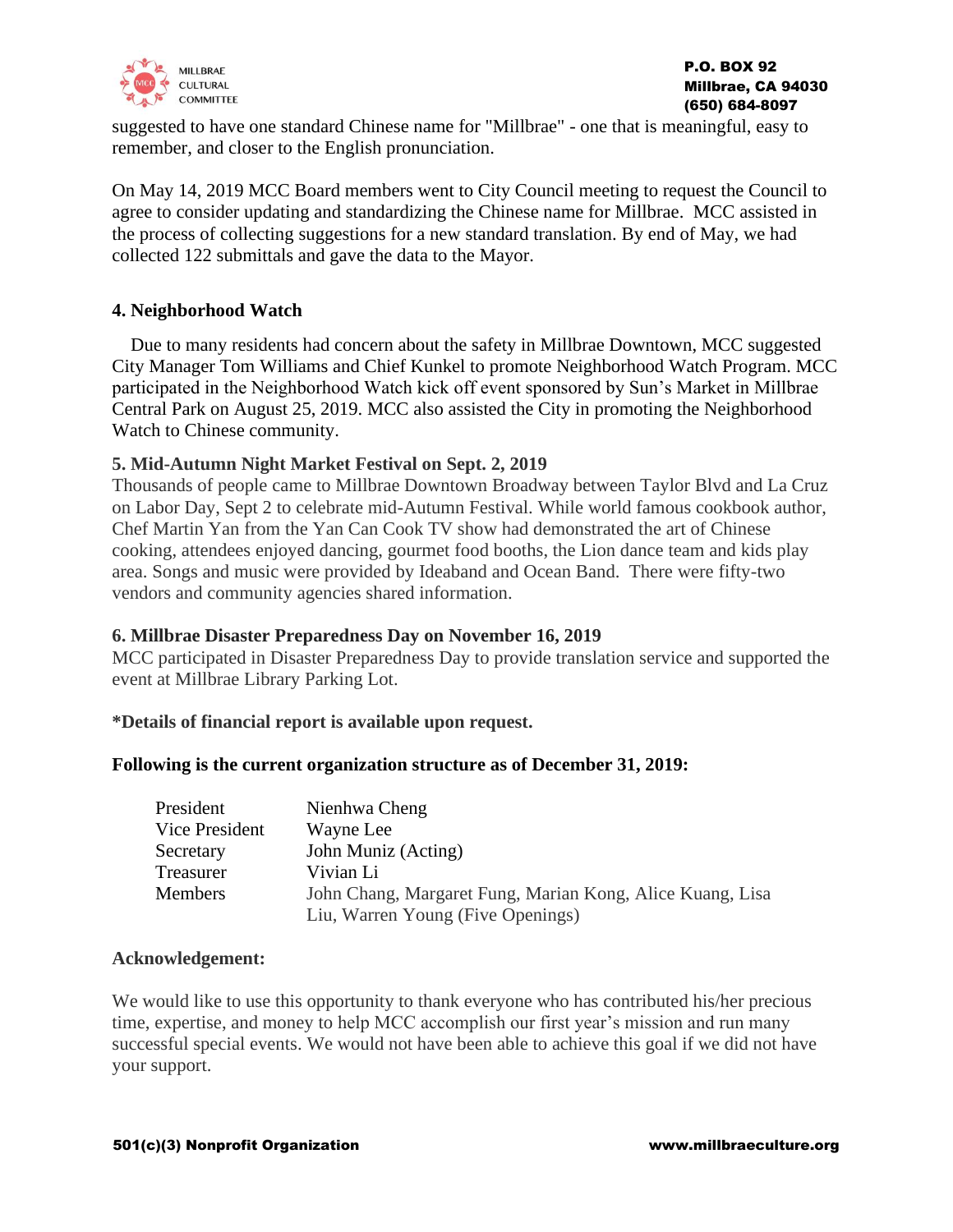suggested to have one standard Chinese name for "Millbrae" - one that is meaningful, easy to remember, and closer to the English pronunciation.

On May 14, 2019 MCC Board members went to City Council meeting to request the Council to agree to consider updating and standardizing the Chinese name for Millbrae. MCC assisted in the process of collecting suggestions for a new standard translation. By end of May, we had collected 122 submittals and gave the data to the Mayor.

### 4. Neighborhood Watch

Due to many residents had concern about the safety in Millbrae Downtown, MCC suggested City Manager Tom Williams and Chief Kunkel to promote Neighborhood Watch Program. MCC participated in the Neighborhood Watch kick off event sponsored by Sun's Market in Millbrae Central Park on August 25, 2019. MCC also assisted the City in promoting the Neighborhood Watch to Chinese community.

### 5. Mid-Autumn Night Market Festival on Sept. 2, 2019

Thousands of people came to Millbrae Downtown Broadway between Taylor Blvd and La Cruz on Labor Day, Sept 2 to celebrate mid-Autumn Festival. While world famous cookbook author, Chef Martin Yan from the Yan Can Cook TV show had demonstrated the art of Chinese cooking, attendees enjoyed dancing, gourmet food booths, the Lion dance team and kids play area. Songs and music were provided by Ideaband and Ocean Band. There were fifty-two vendors and community agencies shared information.

### 6. Millbrae Disaster Preparedness Day on November 16, 2019

MCC participated in Disaster Preparedness Day to provide translation service and supported the event at Millbrae Library Parking Lot.

**\*Details of financial report is available upon request.**

**Following is the current organization structure as of December 31, 2019:**

| | |
|---|---|
| President | Nienhwa Cheng |
| Vice President | Wayne Lee |
| Secretary | John Muniz (Acting) |
| Treasurer | Vivian Li |
| Members | John Chang, Margaret Fung, Marian Kong, Alice Kuang, Lisa Liu, Warren Young (Five Openings) |

**Acknowledgement:**

We would like to use this opportunity to thank everyone who has contributed his/her precious time, expertise, and money to help MCC accomplish our first year's mission and run many successful special events. We would not have been able to achieve this goal if we did not have your support.